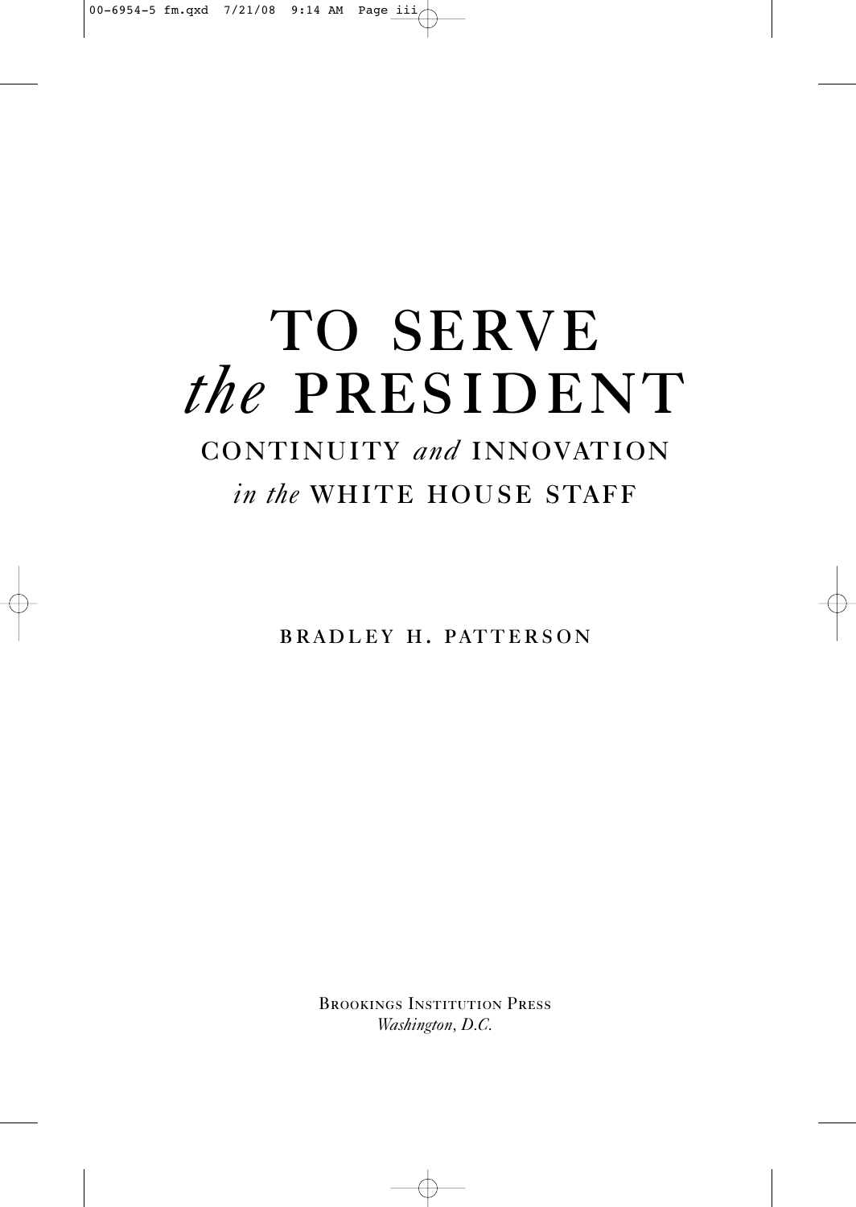# TO SERVE *the* PRESIDENT

## CONTINUITY *and* INNOVATION *in the* WHITE HOUSE STAFF

BRADLEY H. PATTERSON

Brookings Institution Press
*Washington, D.C.*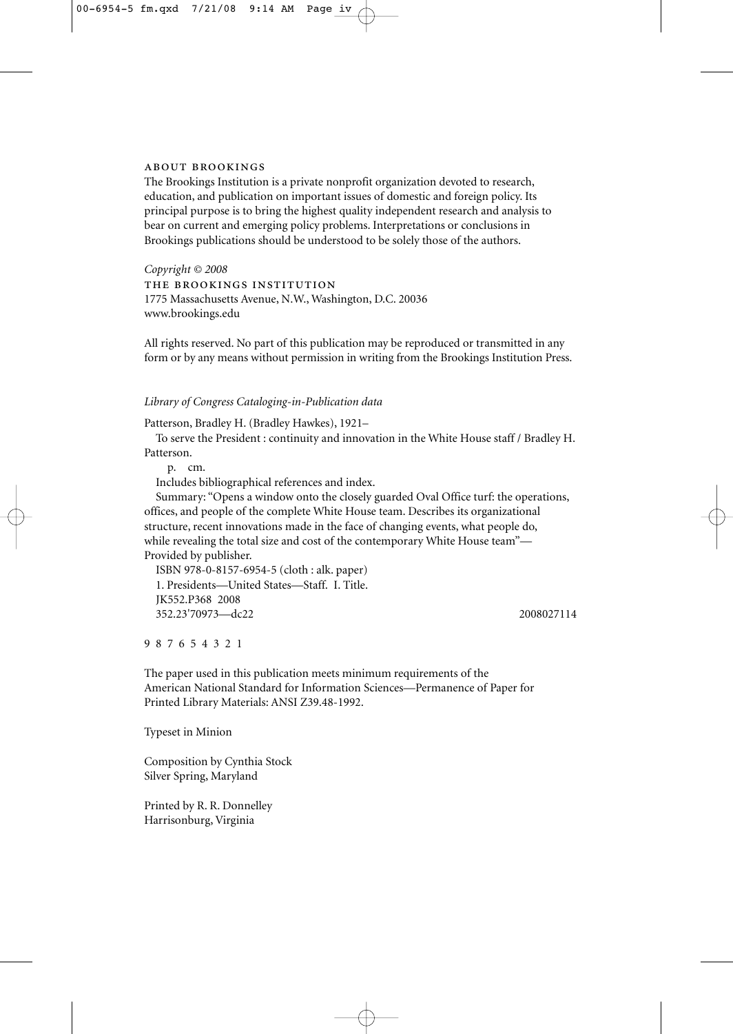ABOUT BROOKINGS

The Brookings Institution is a private nonprofit organization devoted to research, education, and publication on important issues of domestic and foreign policy. Its principal purpose is to bring the highest quality independent research and analysis to bear on current and emerging policy problems. Interpretations or conclusions in Brookings publications should be understood to be solely those of the authors.

*Copyright © 2008*
THE BROOKINGS INSTITUTION
1775 Massachusetts Avenue, N.W., Washington, D.C. 20036
www.brookings.edu

All rights reserved. No part of this publication may be reproduced or transmitted in any form or by any means without permission in writing from the Brookings Institution Press.

*Library of Congress Cataloging-in-Publication data*

Patterson, Bradley H. (Bradley Hawkes), 1921–
To serve the President : continuity and innovation in the White House staff / Bradley H. Patterson.
p. cm.
Includes bibliographical references and index.
Summary: "Opens a window onto the closely guarded Oval Office turf: the operations, offices, and people of the complete White House team. Describes its organizational structure, recent innovations made in the face of changing events, what people do, while revealing the total size and cost of the contemporary White House team"—Provided by publisher.
ISBN 978-0-8157-6954-5 (cloth : alk. paper)
1. Presidents—United States—Staff. I. Title.
JK552.P368 2008
352.23'70973—dc22 2008027114

9 8 7 6 5 4 3 2 1

The paper used in this publication meets minimum requirements of the American National Standard for Information Sciences—Permanence of Paper for Printed Library Materials: ANSI Z39.48-1992.

Typeset in Minion

Composition by Cynthia Stock
Silver Spring, Maryland

Printed by R. R. Donnelley
Harrisonburg, Virginia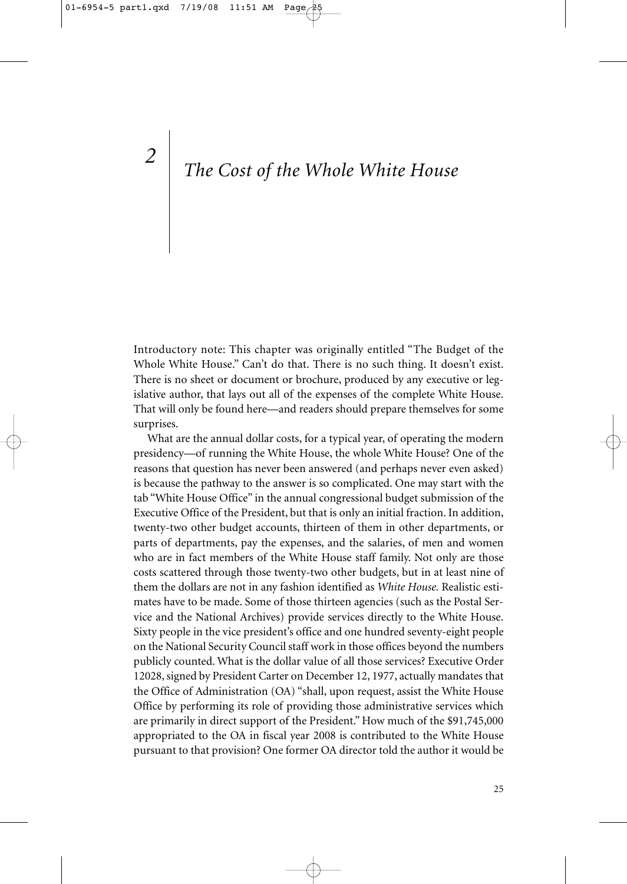# 2 The Cost of the Whole White House

Introductory note: This chapter was originally entitled "The Budget of the Whole White House." Can't do that. There is no such thing. It doesn't exist. There is no sheet or document or brochure, produced by any executive or legislative author, that lays out all of the expenses of the complete White House. That will only be found here—and readers should prepare themselves for some surprises.

What are the annual dollar costs, for a typical year, of operating the modern presidency—of running the White House, the whole White House? One of the reasons that question has never been answered (and perhaps never even asked) is because the pathway to the answer is so complicated. One may start with the tab "White House Office" in the annual congressional budget submission of the Executive Office of the President, but that is only an initial fraction. In addition, twenty-two other budget accounts, thirteen of them in other departments, or parts of departments, pay the expenses, and the salaries, of men and women who are in fact members of the White House staff family. Not only are those costs scattered through those twenty-two other budgets, but in at least nine of them the dollars are not in any fashion identified as *White House.* Realistic estimates have to be made. Some of those thirteen agencies (such as the Postal Service and the National Archives) provide services directly to the White House. Sixty people in the vice president's office and one hundred seventy-eight people on the National Security Council staff work in those offices beyond the numbers publicly counted. What is the dollar value of all those services? Executive Order 12028, signed by President Carter on December 12, 1977, actually mandates that the Office of Administration (OA) "shall, upon request, assist the White House Office by performing its role of providing those administrative services which are primarily in direct support of the President." How much of the $91,745,000 appropriated to the OA in fiscal year 2008 is contributed to the White House pursuant to that provision? One former OA director told the author it would be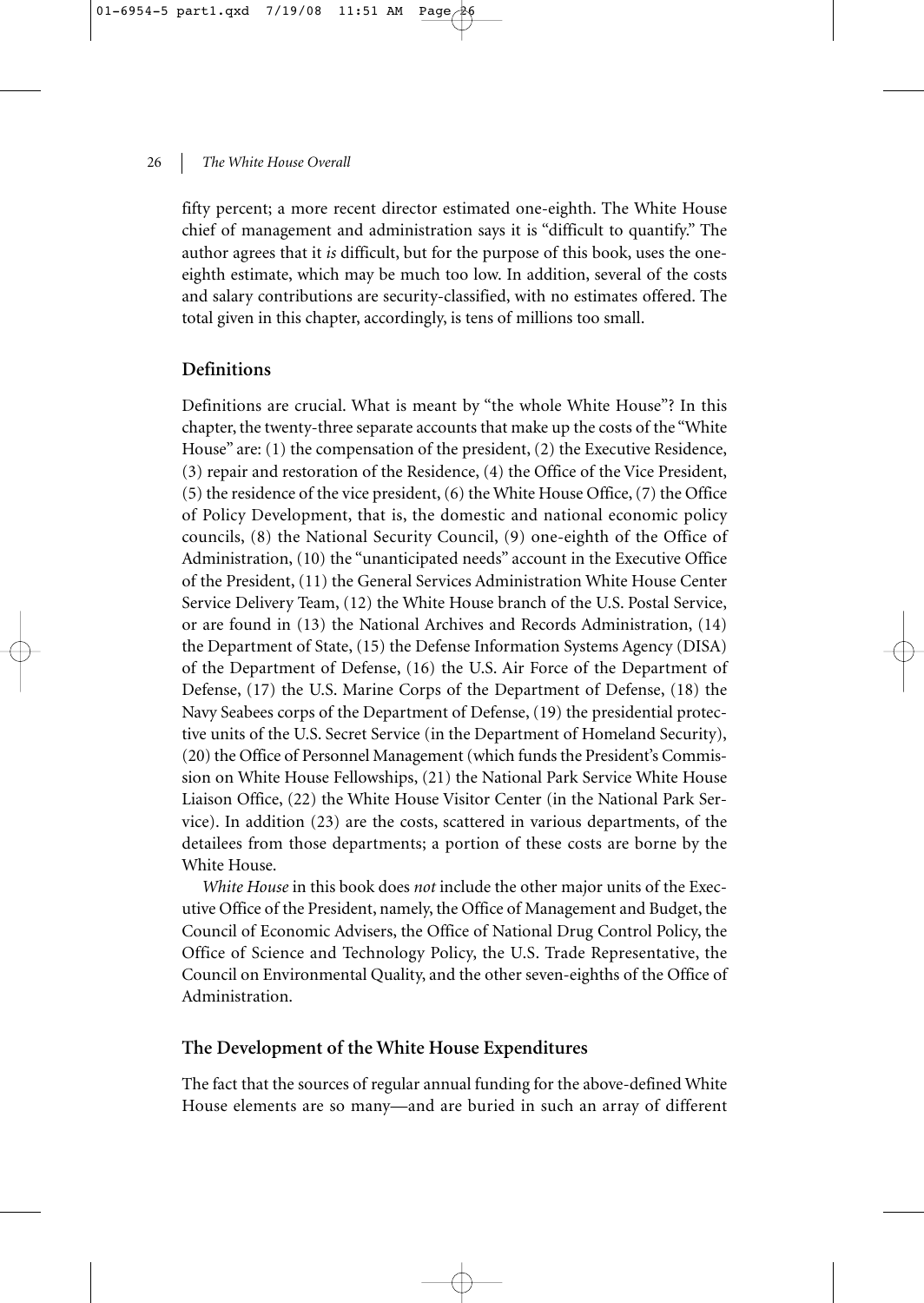fifty percent; a more recent director estimated one-eighth. The White House chief of management and administration says it is "difficult to quantify." The author agrees that it *is* difficult, but for the purpose of this book, uses the one-eighth estimate, which may be much too low. In addition, several of the costs and salary contributions are security-classified, with no estimates offered. The total given in this chapter, accordingly, is tens of millions too small.

## Definitions

Definitions are crucial. What is meant by "the whole White House"? In this chapter, the twenty-three separate accounts that make up the costs of the "White House" are: (1) the compensation of the president, (2) the Executive Residence, (3) repair and restoration of the Residence, (4) the Office of the Vice President, (5) the residence of the vice president, (6) the White House Office, (7) the Office of Policy Development, that is, the domestic and national economic policy councils, (8) the National Security Council, (9) one-eighth of the Office of Administration, (10) the "unanticipated needs" account in the Executive Office of the President, (11) the General Services Administration White House Center Service Delivery Team, (12) the White House branch of the U.S. Postal Service, or are found in (13) the National Archives and Records Administration, (14) the Department of State, (15) the Defense Information Systems Agency (DISA) of the Department of Defense, (16) the U.S. Air Force of the Department of Defense, (17) the U.S. Marine Corps of the Department of Defense, (18) the Navy Seabees corps of the Department of Defense, (19) the presidential protective units of the U.S. Secret Service (in the Department of Homeland Security), (20) the Office of Personnel Management (which funds the President's Commission on White House Fellowships, (21) the National Park Service White House Liaison Office, (22) the White House Visitor Center (in the National Park Service). In addition (23) are the costs, scattered in various departments, of the detailees from those departments; a portion of these costs are borne by the White House.

*White House* in this book does *not* include the other major units of the Executive Office of the President, namely, the Office of Management and Budget, the Council of Economic Advisers, the Office of National Drug Control Policy, the Office of Science and Technology Policy, the U.S. Trade Representative, the Council on Environmental Quality, and the other seven-eighths of the Office of Administration.

## The Development of the White House Expenditures

The fact that the sources of regular annual funding for the above-defined White House elements are so many—and are buried in such an array of different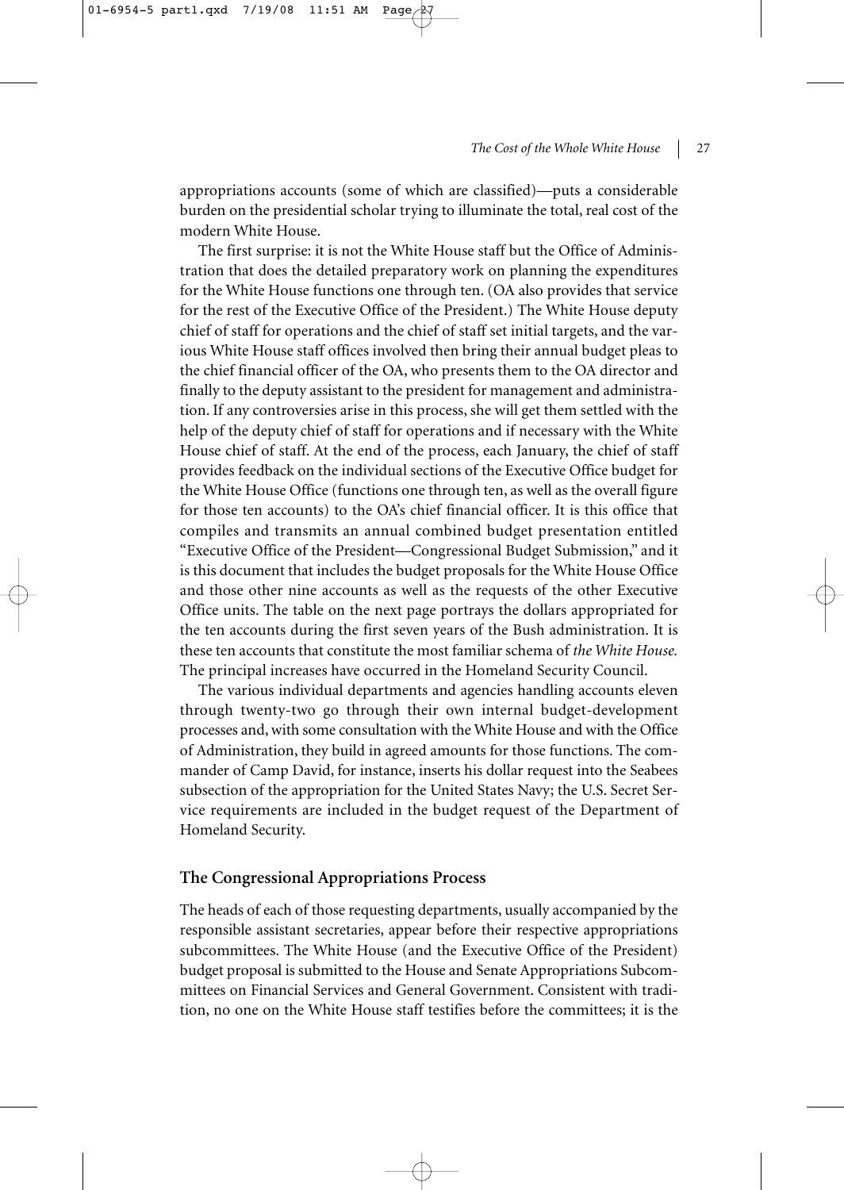appropriations accounts (some of which are classified)—puts a considerable burden on the presidential scholar trying to illuminate the total, real cost of the modern White House.

The first surprise: it is not the White House staff but the Office of Administration that does the detailed preparatory work on planning the expenditures for the White House functions one through ten. (OA also provides that service for the rest of the Executive Office of the President.) The White House deputy chief of staff for operations and the chief of staff set initial targets, and the various White House staff offices involved then bring their annual budget pleas to the chief financial officer of the OA, who presents them to the OA director and finally to the deputy assistant to the president for management and administration. If any controversies arise in this process, she will get them settled with the help of the deputy chief of staff for operations and if necessary with the White House chief of staff. At the end of the process, each January, the chief of staff provides feedback on the individual sections of the Executive Office budget for the White House Office (functions one through ten, as well as the overall figure for those ten accounts) to the OA's chief financial officer. It is this office that compiles and transmits an annual combined budget presentation entitled "Executive Office of the President—Congressional Budget Submission," and it is this document that includes the budget proposals for the White House Office and those other nine accounts as well as the requests of the other Executive Office units. The table on the next page portrays the dollars appropriated for the ten accounts during the first seven years of the Bush administration. It is these ten accounts that constitute the most familiar schema of *the White House.* The principal increases have occurred in the Homeland Security Council.

The various individual departments and agencies handling accounts eleven through twenty-two go through their own internal budget-development processes and, with some consultation with the White House and with the Office of Administration, they build in agreed amounts for those functions. The commander of Camp David, for instance, inserts his dollar request into the Seabees subsection of the appropriation for the United States Navy; the U.S. Secret Service requirements are included in the budget request of the Department of Homeland Security.

## The Congressional Appropriations Process

The heads of each of those requesting departments, usually accompanied by the responsible assistant secretaries, appear before their respective appropriations subcommittees. The White House (and the Executive Office of the President) budget proposal is submitted to the House and Senate Appropriations Subcommittees on Financial Services and General Government. Consistent with tradition, no one on the White House staff testifies before the committees; it is the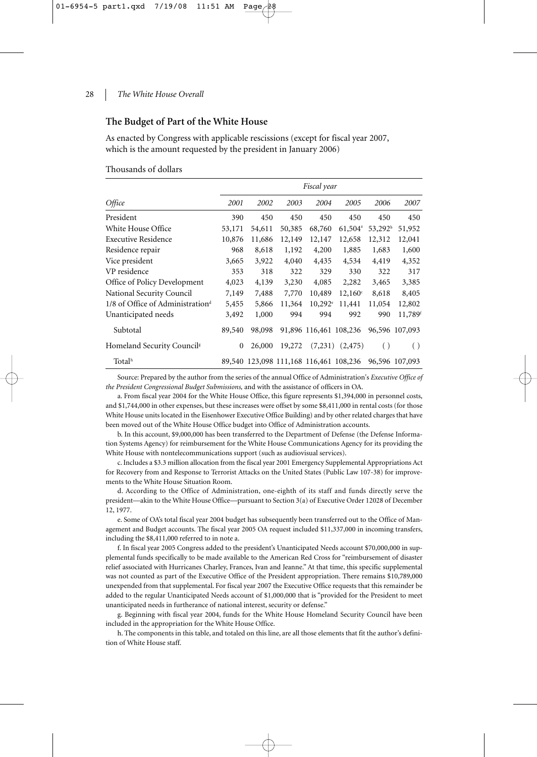## The Budget of Part of the White House

As enacted by Congress with applicable rescissions (except for fiscal year 2007, which is the amount requested by the president in January 2006)

Thousands of dollars

| | *Fiscal year* | | | | | | |
|---|---|---|---|---|---|---|---|
| *Office* | *2001* | *2002* | *2003* | *2004* | *2005* | *2006* | *2007* |
| President | 390 | 450 | 450 | 450 | 450 | 450 | 450 |
| White House Office | 53,171 | 54,611 | 50,385 | 68,760 | 61,504[a] | 53,292[b] | 51,952 |
| Executive Residence | 10,876 | 11,686 | 12,149 | 12,147 | 12,658 | 12,312 | 12,041 |
| Residence repair | 968 | 8,618 | 1,192 | 4,200 | 1,885 | 1,683 | 1,600 |
| Vice president | 3,665 | 3,922 | 4,040 | 4,435 | 4,534 | 4,419 | 4,352 |
| VP residence | 353 | 318 | 322 | 329 | 330 | 322 | 317 |
| Office of Policy Development | 4,023 | 4,139 | 3,230 | 4,085 | 2,282 | 3,465 | 3,385 |
| National Security Council | 7,149 | 7,488 | 7,770 | 10,489 | 12,160[c] | 8,618 | 8,405 |
| 1/8 of Office of Administration[d] | 5,455 | 5,866 | 11,364 | 10,292[e] | 11,441 | 11,054 | 12,802 |
| Unanticipated needs | 3,492 | 1,000 | 994 | 994 | 992 | 990 | 11,789[f] |
| Subtotal | 89,540 | 98,098 | 91,896 | 116,461 | 108,236 | 96,596 | 107,093 |
| Homeland Security Council[g] | 0 | 26,000 | 19,272 | (7,231) | (2,475) | ( ) | ( ) |
| Total[h] | 89,540 | 123,098 | 111,168 | 116,461 | 108,236 | 96,596 | 107,093 |

Source: Prepared by the author from the series of the annual Office of Administration's *Executive Office of the President Congressional Budget Submissions,* and with the assistance of officers in OA.

a. From fiscal year 2004 for the White House Office, this figure represents $1,394,000 in personnel costs, and $1,744,000 in other expenses, but these increases were offset by some $8,411,000 in rental costs (for those White House units located in the Eisenhower Executive Office Building) and by other related charges that have been moved out of the White House Office budget into Office of Administration accounts.

b. In this account, $9,000,000 has been transferred to the Department of Defense (the Defense Information Systems Agency) for reimbursement for the White House Communications Agency for its providing the White House with nontelecommunications support (such as audiovisual services).

c. Includes a $3.3 million allocation from the fiscal year 2001 Emergency Supplemental Appropriations Act for Recovery from and Response to Terrorist Attacks on the United States (Public Law 107-38) for improvements to the White House Situation Room.

d. According to the Office of Administration, one-eighth of its staff and funds directly serve the president—akin to the White House Office—pursuant to Section 3(a) of Executive Order 12028 of December 12, 1977.

e. Some of OA's total fiscal year 2004 budget has subsequently been transferred out to the Office of Management and Budget accounts. The fiscal year 2005 OA request included $11,337,000 in incoming transfers, including the $8,411,000 referred to in note a.

f. In fiscal year 2005 Congress added to the president's Unanticipated Needs account $70,000,000 in supplemental funds specifically to be made available to the American Red Cross for "reimbursement of disaster relief associated with Hurricanes Charley, Frances, Ivan and Jeanne." At that time, this specific supplemental was not counted as part of the Executive Office of the President appropriation. There remains $10,789,000 unexpended from that supplemental. For fiscal year 2007 the Executive Office requests that this remainder be added to the regular Unanticipated Needs account of $1,000,000 that is "provided for the President to meet unanticipated needs in furtherance of national interest, security or defense."

g. Beginning with fiscal year 2004, funds for the White House Homeland Security Council have been included in the appropriation for the White House Office.

h. The components in this table, and totaled on this line, are all those elements that fit the author's definition of White House staff.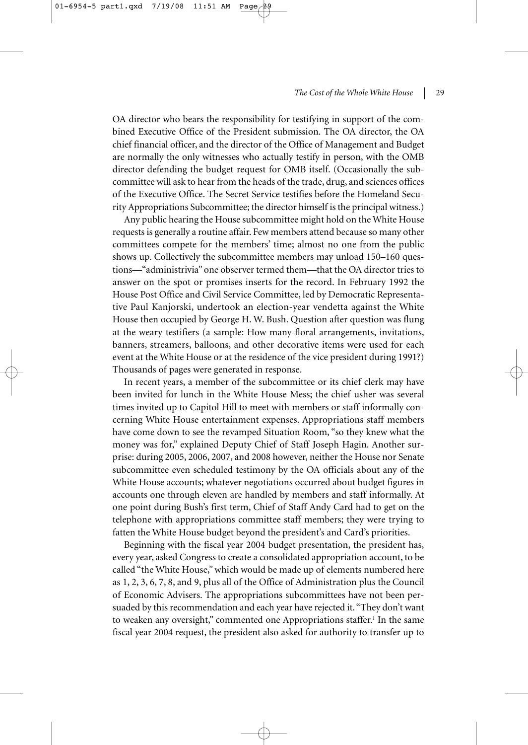OA director who bears the responsibility for testifying in support of the combined Executive Office of the President submission. The OA director, the OA chief financial officer, and the director of the Office of Management and Budget are normally the only witnesses who actually testify in person, with the OMB director defending the budget request for OMB itself. (Occasionally the subcommittee will ask to hear from the heads of the trade, drug, and sciences offices of the Executive Office. The Secret Service testifies before the Homeland Security Appropriations Subcommittee; the director himself is the principal witness.)

Any public hearing the House subcommittee might hold on the White House requests is generally a routine affair. Few members attend because so many other committees compete for the members' time; almost no one from the public shows up. Collectively the subcommittee members may unload 150–160 questions—"administrivia" one observer termed them—that the OA director tries to answer on the spot or promises inserts for the record. In February 1992 the House Post Office and Civil Service Committee, led by Democratic Representative Paul Kanjorski, undertook an election-year vendetta against the White House then occupied by George H. W. Bush. Question after question was flung at the weary testifiers (a sample: How many floral arrangements, invitations, banners, streamers, balloons, and other decorative items were used for each event at the White House or at the residence of the vice president during 1991?) Thousands of pages were generated in response.

In recent years, a member of the subcommittee or its chief clerk may have been invited for lunch in the White House Mess; the chief usher was several times invited up to Capitol Hill to meet with members or staff informally concerning White House entertainment expenses. Appropriations staff members have come down to see the revamped Situation Room, "so they knew what the money was for," explained Deputy Chief of Staff Joseph Hagin. Another surprise: during 2005, 2006, 2007, and 2008 however, neither the House nor Senate subcommittee even scheduled testimony by the OA officials about any of the White House accounts; whatever negotiations occurred about budget figures in accounts one through eleven are handled by members and staff informally. At one point during Bush's first term, Chief of Staff Andy Card had to get on the telephone with appropriations committee staff members; they were trying to fatten the White House budget beyond the president's and Card's priorities.

Beginning with the fiscal year 2004 budget presentation, the president has, every year, asked Congress to create a consolidated appropriation account, to be called "the White House," which would be made up of elements numbered here as 1, 2, 3, 6, 7, 8, and 9, plus all of the Office of Administration plus the Council of Economic Advisers. The appropriations subcommittees have not been persuaded by this recommendation and each year have rejected it. "They don't want to weaken any oversight," commented one Appropriations staffer.[1] In the same fiscal year 2004 request, the president also asked for authority to transfer up to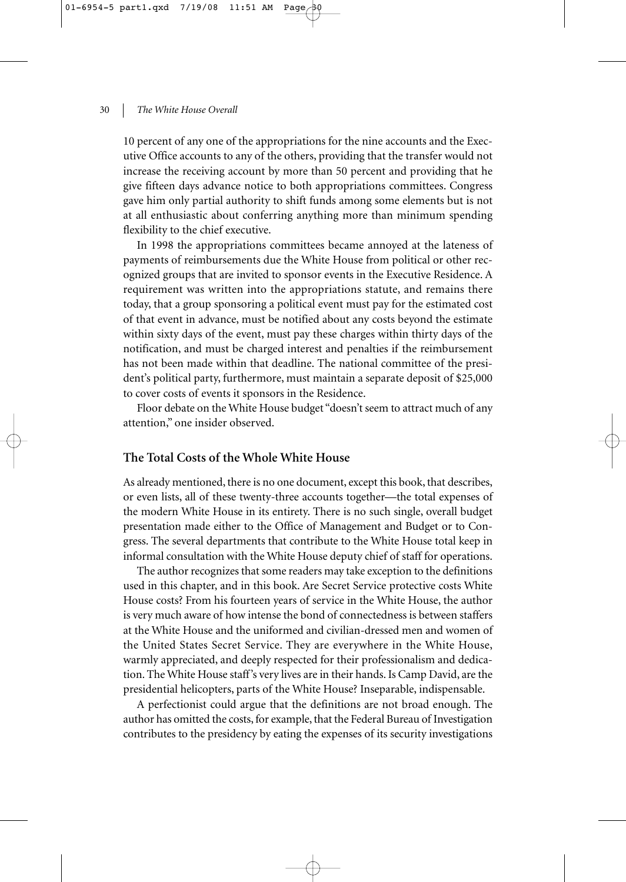10 percent of any one of the appropriations for the nine accounts and the Executive Office accounts to any of the others, providing that the transfer would not increase the receiving account by more than 50 percent and providing that he give fifteen days advance notice to both appropriations committees. Congress gave him only partial authority to shift funds among some elements but is not at all enthusiastic about conferring anything more than minimum spending flexibility to the chief executive.

In 1998 the appropriations committees became annoyed at the lateness of payments of reimbursements due the White House from political or other recognized groups that are invited to sponsor events in the Executive Residence. A requirement was written into the appropriations statute, and remains there today, that a group sponsoring a political event must pay for the estimated cost of that event in advance, must be notified about any costs beyond the estimate within sixty days of the event, must pay these charges within thirty days of the notification, and must be charged interest and penalties if the reimbursement has not been made within that deadline. The national committee of the president's political party, furthermore, must maintain a separate deposit of $25,000 to cover costs of events it sponsors in the Residence.

Floor debate on the White House budget "doesn't seem to attract much of any attention," one insider observed.

## The Total Costs of the Whole White House

As already mentioned, there is no one document, except this book, that describes, or even lists, all of these twenty-three accounts together—the total expenses of the modern White House in its entirety. There is no such single, overall budget presentation made either to the Office of Management and Budget or to Congress. The several departments that contribute to the White House total keep in informal consultation with the White House deputy chief of staff for operations.

The author recognizes that some readers may take exception to the definitions used in this chapter, and in this book. Are Secret Service protective costs White House costs? From his fourteen years of service in the White House, the author is very much aware of how intense the bond of connectedness is between staffers at the White House and the uniformed and civilian-dressed men and women of the United States Secret Service. They are everywhere in the White House, warmly appreciated, and deeply respected for their professionalism and dedication. The White House staff's very lives are in their hands. Is Camp David, are the presidential helicopters, parts of the White House? Inseparable, indispensable.

A perfectionist could argue that the definitions are not broad enough. The author has omitted the costs, for example, that the Federal Bureau of Investigation contributes to the presidency by eating the expenses of its security investigations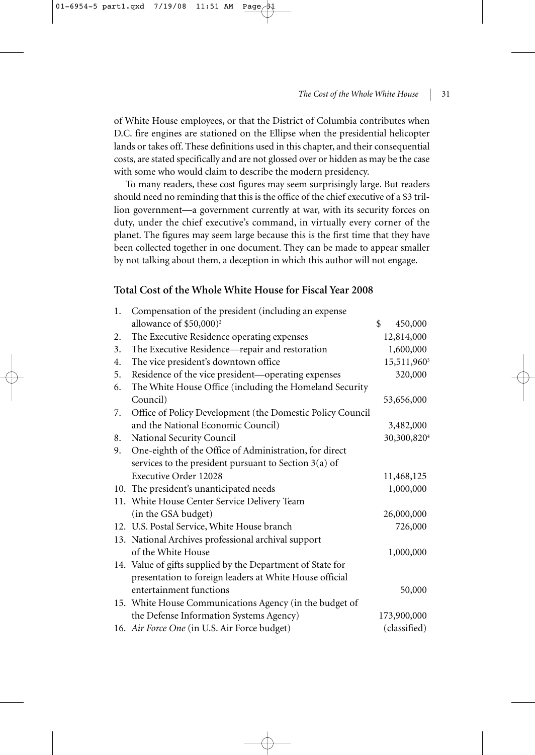of White House employees, or that the District of Columbia contributes when D.C. fire engines are stationed on the Ellipse when the presidential helicopter lands or takes off. These definitions used in this chapter, and their consequential costs, are stated specifically and are not glossed over or hidden as may be the case with some who would claim to describe the modern presidency.

To many readers, these cost figures may seem surprisingly large. But readers should need no reminding that this is the office of the chief executive of a $3 trillion government—a government currently at war, with its security forces on duty, under the chief executive's command, in virtually every corner of the planet. The figures may seem large because this is the first time that they have been collected together in one document. They can be made to appear smaller by not talking about them, a deception in which this author will not engage.

### Total Cost of the Whole White House for Fiscal Year 2008

| | | |
|---|---|---|
| 1. | Compensation of the president (including an expense allowance of $50,000)[2] | $ 450,000 |
| 2. | The Executive Residence operating expenses | 12,814,000 |
| 3. | The Executive Residence—repair and restoration | 1,600,000 |
| 4. | The vice president's downtown office | 15,511,960[3] |
| 5. | Residence of the vice president—operating expenses | 320,000 |
| 6. | The White House Office (including the Homeland Security Council) | 53,656,000 |
| 7. | Office of Policy Development (the Domestic Policy Council and the National Economic Council) | 3,482,000 |
| 8. | National Security Council | 30,300,820[4] |
| 9. | One-eighth of the Office of Administration, for direct services to the president pursuant to Section 3(a) of Executive Order 12028 | 11,468,125 |
| 10. | The president's unanticipated needs | 1,000,000 |
| 11. | White House Center Service Delivery Team (in the GSA budget) | 26,000,000 |
| 12. | U.S. Postal Service, White House branch | 726,000 |
| 13. | National Archives professional archival support of the White House | 1,000,000 |
| 14. | Value of gifts supplied by the Department of State for presentation to foreign leaders at White House official entertainment functions | 50,000 |
| 15. | White House Communications Agency (in the budget of the Defense Information Systems Agency) | 173,900,000 |
| 16. | *Air Force One* (in U.S. Air Force budget) | (classified) |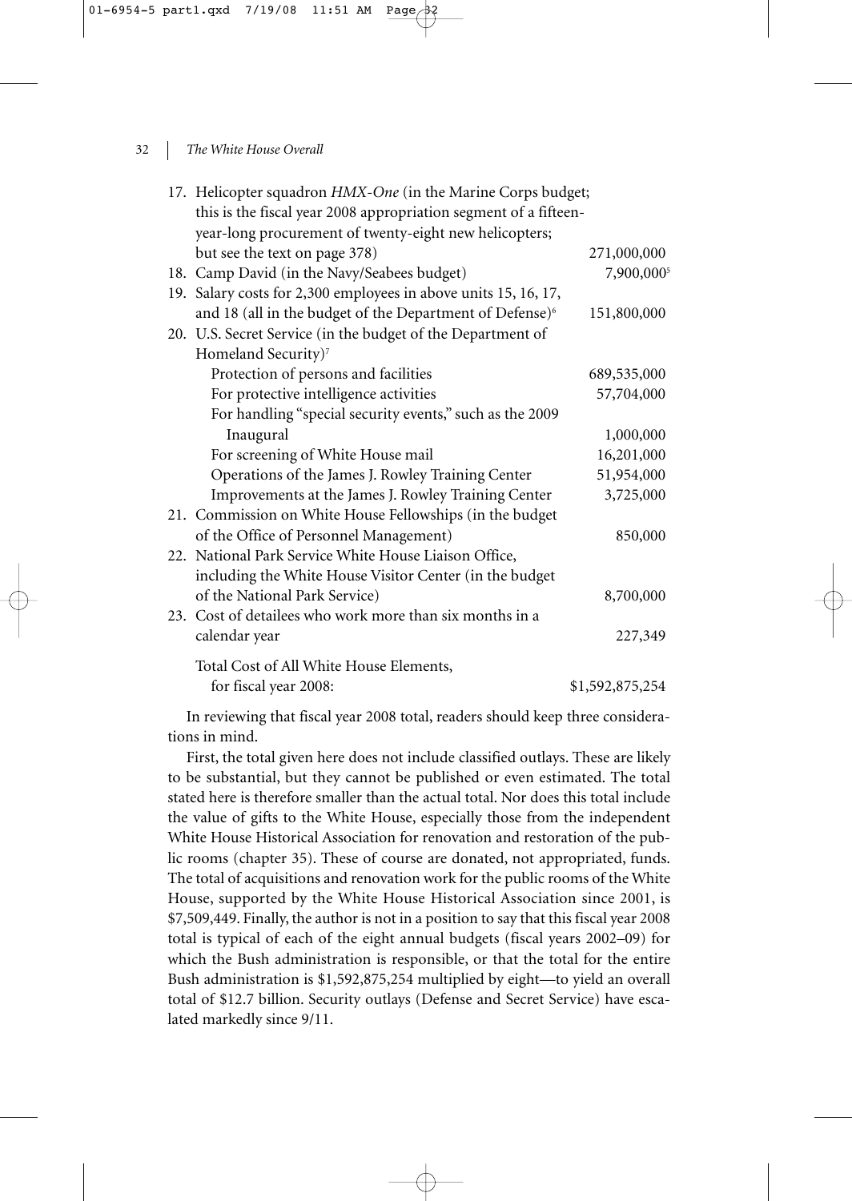| | |
|---|---|
| 17. Helicopter squadron *HMX-One* (in the Marine Corps budget; this is the fiscal year 2008 appropriation segment of a fifteen-year-long procurement of twenty-eight new helicopters; but see the text on page 378) | 271,000,000 |
| 18. Camp David (in the Navy/Seabees budget) | 7,900,000[5] |
| 19. Salary costs for 2,300 employees in above units 15, 16, 17, and 18 (all in the budget of the Department of Defense)[6] | 151,800,000 |
| 20. U.S. Secret Service (in the budget of the Department of Homeland Security)[7] | |
| Protection of persons and facilities | 689,535,000 |
| For protective intelligence activities | 57,704,000 |
| For handling "special security events," such as the 2009 Inaugural | 1,000,000 |
| For screening of White House mail | 16,201,000 |
| Operations of the James J. Rowley Training Center | 51,954,000 |
| Improvements at the James J. Rowley Training Center | 3,725,000 |
| 21. Commission on White House Fellowships (in the budget of the Office of Personnel Management) | 850,000 |
| 22. National Park Service White House Liaison Office, including the White House Visitor Center (in the budget of the National Park Service) | 8,700,000 |
| 23. Cost of detailees who work more than six months in a calendar year | 227,349 |
| Total Cost of All White House Elements, for fiscal year 2008: | $1,592,875,254 |

In reviewing that fiscal year 2008 total, readers should keep three considerations in mind.

First, the total given here does not include classified outlays. These are likely to be substantial, but they cannot be published or even estimated. The total stated here is therefore smaller than the actual total. Nor does this total include the value of gifts to the White House, especially those from the independent White House Historical Association for renovation and restoration of the public rooms (chapter 35). These of course are donated, not appropriated, funds. The total of acquisitions and renovation work for the public rooms of the White House, supported by the White House Historical Association since 2001, is $7,509,449. Finally, the author is not in a position to say that this fiscal year 2008 total is typical of each of the eight annual budgets (fiscal years 2002–09) for which the Bush administration is responsible, or that the total for the entire Bush administration is $1,592,875,254 multiplied by eight—to yield an overall total of $12.7 billion. Security outlays (Defense and Secret Service) have escalated markedly since 9/11.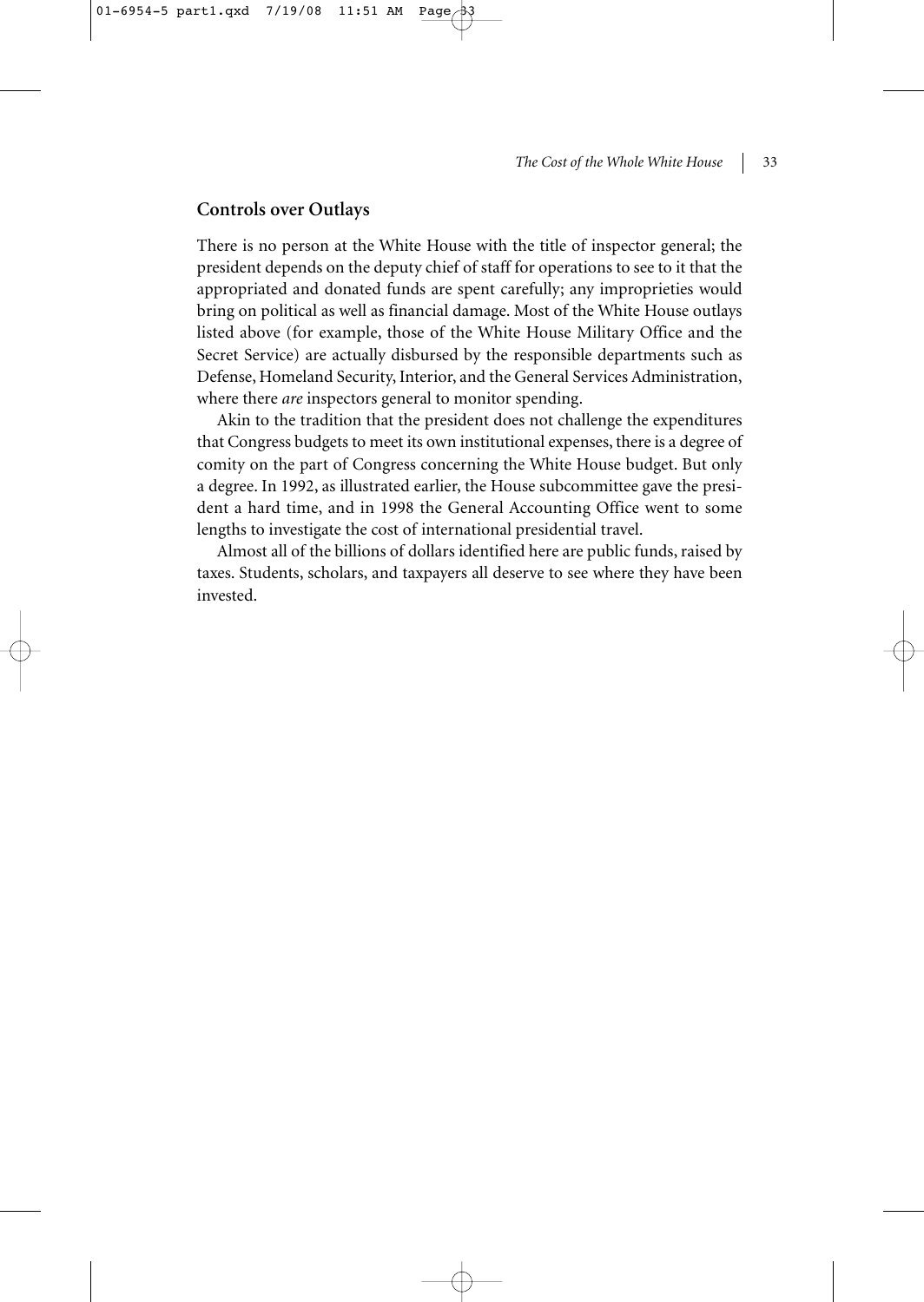## Controls over Outlays

There is no person at the White House with the title of inspector general; the president depends on the deputy chief of staff for operations to see to it that the appropriated and donated funds are spent carefully; any improprieties would bring on political as well as financial damage. Most of the White House outlays listed above (for example, those of the White House Military Office and the Secret Service) are actually disbursed by the responsible departments such as Defense, Homeland Security, Interior, and the General Services Administration, where there *are* inspectors general to monitor spending.

Akin to the tradition that the president does not challenge the expenditures that Congress budgets to meet its own institutional expenses, there is a degree of comity on the part of Congress concerning the White House budget. But only a degree. In 1992, as illustrated earlier, the House subcommittee gave the president a hard time, and in 1998 the General Accounting Office went to some lengths to investigate the cost of international presidential travel.

Almost all of the billions of dollars identified here are public funds, raised by taxes. Students, scholars, and taxpayers all deserve to see where they have been invested.